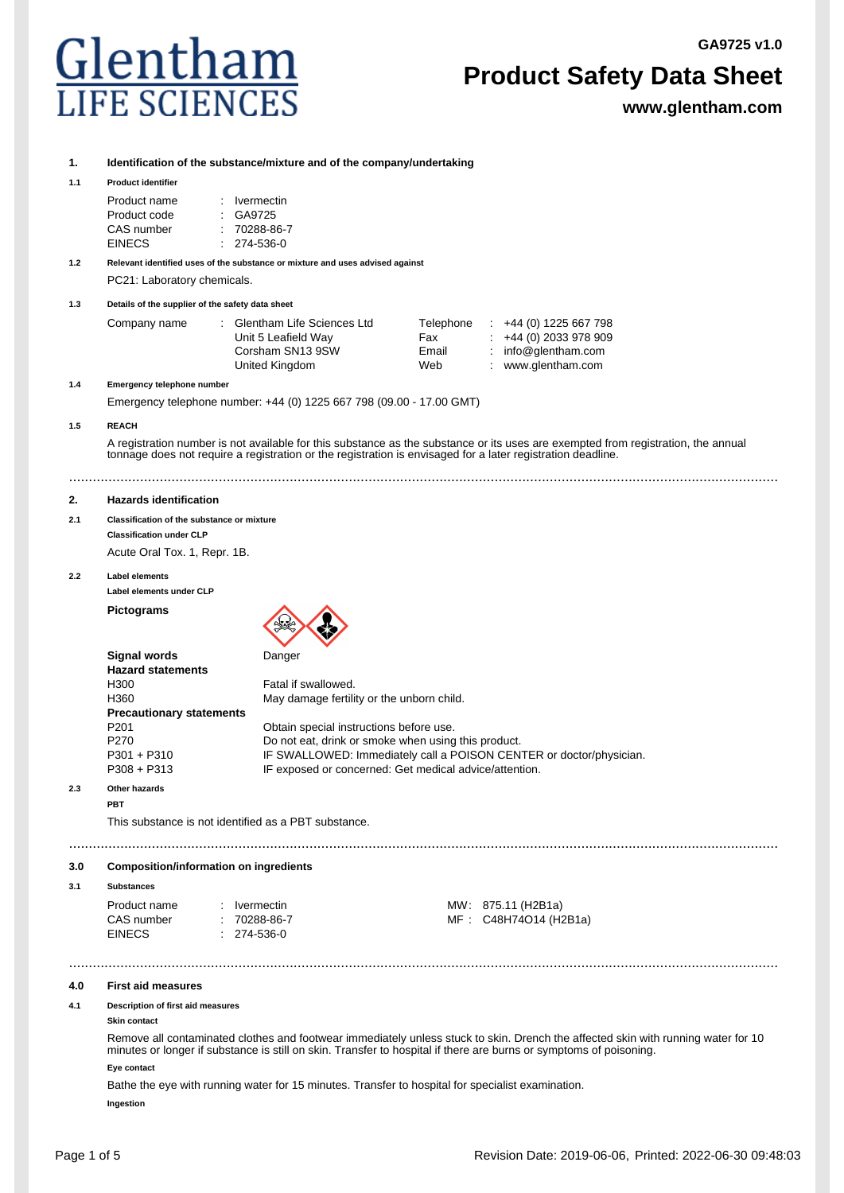Glentham LIFE SCIENCES

GA9725 v1.0

# Product Safety Data Sheet

www.glentham.com

## 1. Identification of the substance/mixture and of the company/undertaking

### 1.1 Product identifier

| | | |
|---|---|---|
| Product name | : | Ivermectin |
| Product code | : | GA9725 |
| CAS number | : | 70288-86-7 |
| EINECS | : | 274-536-0 |

### 1.2 Relevant identified uses of the substance or mixture and uses advised against

PC21: Laboratory chemicals.

### 1.3 Details of the supplier of the safety data sheet

| | | | | | |
|---|---|---|---|---|---|
| Company name | : | Glentham Life Sciences Ltd | Telephone | : | +44 (0) 1225 667 798 |
| | | Unit 5 Leafield Way | Fax | : | +44 (0) 2033 978 909 |
| | | Corsham SN13 9SW | Email | : | info@glentham.com |
| | | United Kingdom | Web | : | www.glentham.com |

### 1.4 Emergency telephone number

Emergency telephone number: +44 (0) 1225 667 798 (09.00 - 17.00 GMT)

### 1.5 REACH

A registration number is not available for this substance as the substance or its uses are exempted from registration, the annual tonnage does not require a registration or the registration is envisaged for a later registration deadline.

## 2. Hazards identification

### 2.1 Classification of the substance or mixture

**Classification under CLP**

Acute Oral Tox. 1, Repr. 1B.

### 2.2 Label elements

**Label elements under CLP**

**Pictograms**

**Signal words** Danger

**Hazard statements**

| | |
|---|---|
| H300 | Fatal if swallowed. |
| H360 | May damage fertility or the unborn child. |

**Precautionary statements**

| | |
|---|---|
| P201 | Obtain special instructions before use. |
| P270 | Do not eat, drink or smoke when using this product. |
| P301 + P310 | IF SWALLOWED: Immediately call a POISON CENTER or doctor/physician. |
| P308 + P313 | IF exposed or concerned: Get medical advice/attention. |

### 2.3 Other hazards

**PBT**

This substance is not identified as a PBT substance.

## 3.0 Composition/information on ingredients

### 3.1 Substances

| | | | | | |
|---|---|---|---|---|---|
| Product name | : | Ivermectin | MW | : | 875.11 (H2B1a) |
| CAS number | : | 70288-86-7 | MF | : | C48H74O14 (H2B1a) |
| EINECS | : | 274-536-0 | | | |

## 4.0 First aid measures

### 4.1 Description of first aid measures

**Skin contact**

Remove all contaminated clothes and footwear immediately unless stuck to skin. Drench the affected skin with running water for 10 minutes or longer if substance is still on skin. Transfer to hospital if there are burns or symptoms of poisoning.

**Eye contact**

Bathe the eye with running water for 15 minutes. Transfer to hospital for specialist examination.

**Ingestion**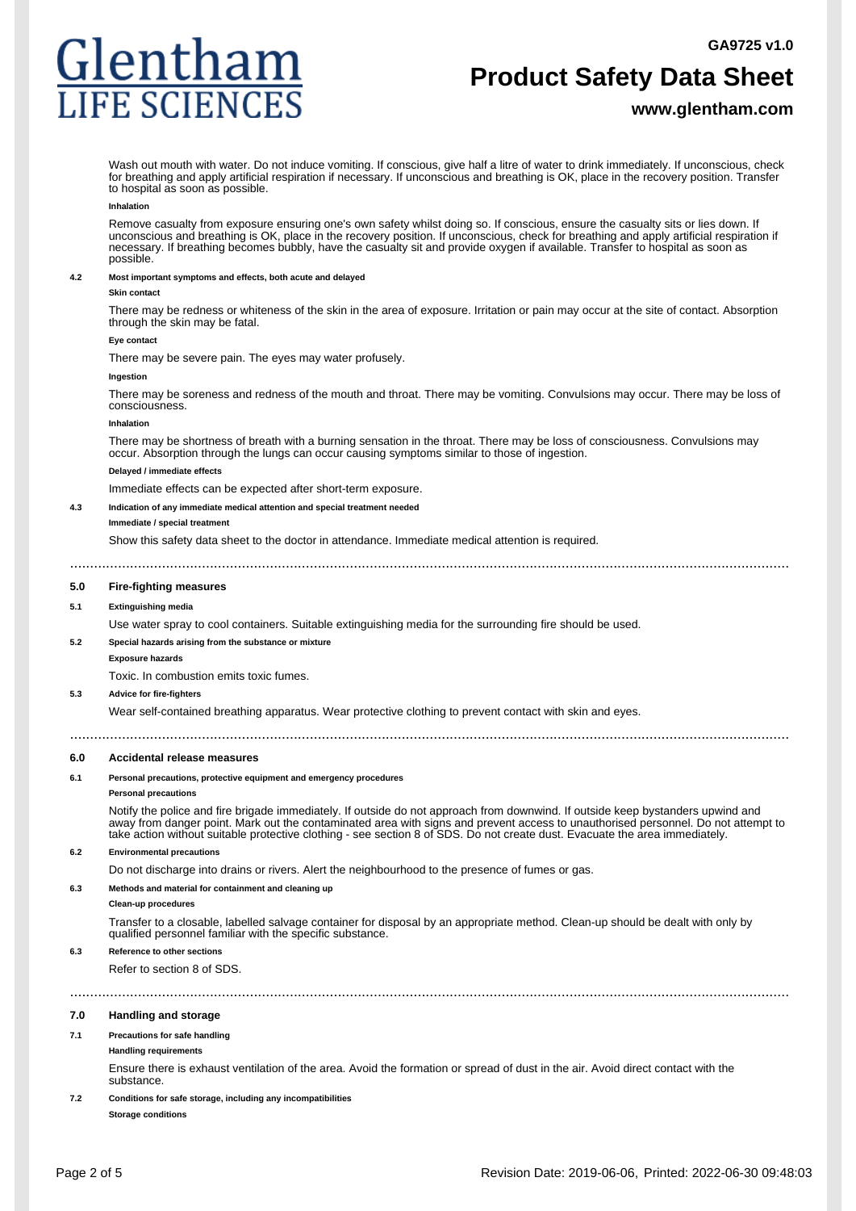Wash out mouth with water. Do not induce vomiting. If conscious, give half a litre of water to drink immediately. If unconscious, check for breathing and apply artificial respiration if necessary. If unconscious and breathing is OK, place in the recovery position. Transfer to hospital as soon as possible.

**Inhalation**

Remove casualty from exposure ensuring one's own safety whilst doing so. If conscious, ensure the casualty sits or lies down. If unconscious and breathing is OK, place in the recovery position. If unconscious, check for breathing and apply artificial respiration if necessary. If breathing becomes bubbly, have the casualty sit and provide oxygen if available. Transfer to hospital as soon as possible.

**4.2 Most important symptoms and effects, both acute and delayed**

**Skin contact**

There may be redness or whiteness of the skin in the area of exposure. Irritation or pain may occur at the site of contact. Absorption through the skin may be fatal.

**Eye contact**

There may be severe pain. The eyes may water profusely.

**Ingestion**

There may be soreness and redness of the mouth and throat. There may be vomiting. Convulsions may occur. There may be loss of consciousness.

**Inhalation**

There may be shortness of breath with a burning sensation in the throat. There may be loss of consciousness. Convulsions may occur. Absorption through the lungs can occur causing symptoms similar to those of ingestion.

**Delayed / immediate effects**

Immediate effects can be expected after short-term exposure.

**4.3 Indication of any immediate medical attention and special treatment needed**

**Immediate / special treatment**

Show this safety data sheet to the doctor in attendance. Immediate medical attention is required.

## 5.0 Fire-fighting measures

**5.1 Extinguishing media**

Use water spray to cool containers. Suitable extinguishing media for the surrounding fire should be used.

**5.2 Special hazards arising from the substance or mixture**

**Exposure hazards**

Toxic. In combustion emits toxic fumes.

**5.3 Advice for fire-fighters**

Wear self-contained breathing apparatus. Wear protective clothing to prevent contact with skin and eyes.

## 6.0 Accidental release measures

**6.1 Personal precautions, protective equipment and emergency procedures**

**Personal precautions**

Notify the police and fire brigade immediately. If outside do not approach from downwind. If outside keep bystanders upwind and away from danger point. Mark out the contaminated area with signs and prevent access to unauthorised personnel. Do not attempt to take action without suitable protective clothing - see section 8 of SDS. Do not create dust. Evacuate the area immediately.

**6.2 Environmental precautions**

Do not discharge into drains or rivers. Alert the neighbourhood to the presence of fumes or gas.

**6.3 Methods and material for containment and cleaning up**

**Clean-up procedures**

Transfer to a closable, labelled salvage container for disposal by an appropriate method. Clean-up should be dealt with only by qualified personnel familiar with the specific substance.

**6.3 Reference to other sections**

Refer to section 8 of SDS.

## 7.0 Handling and storage

**7.1 Precautions for safe handling**

**Handling requirements**

Ensure there is exhaust ventilation of the area. Avoid the formation or spread of dust in the air. Avoid direct contact with the substance.

**7.2 Conditions for safe storage, including any incompatibilities**

**Storage conditions**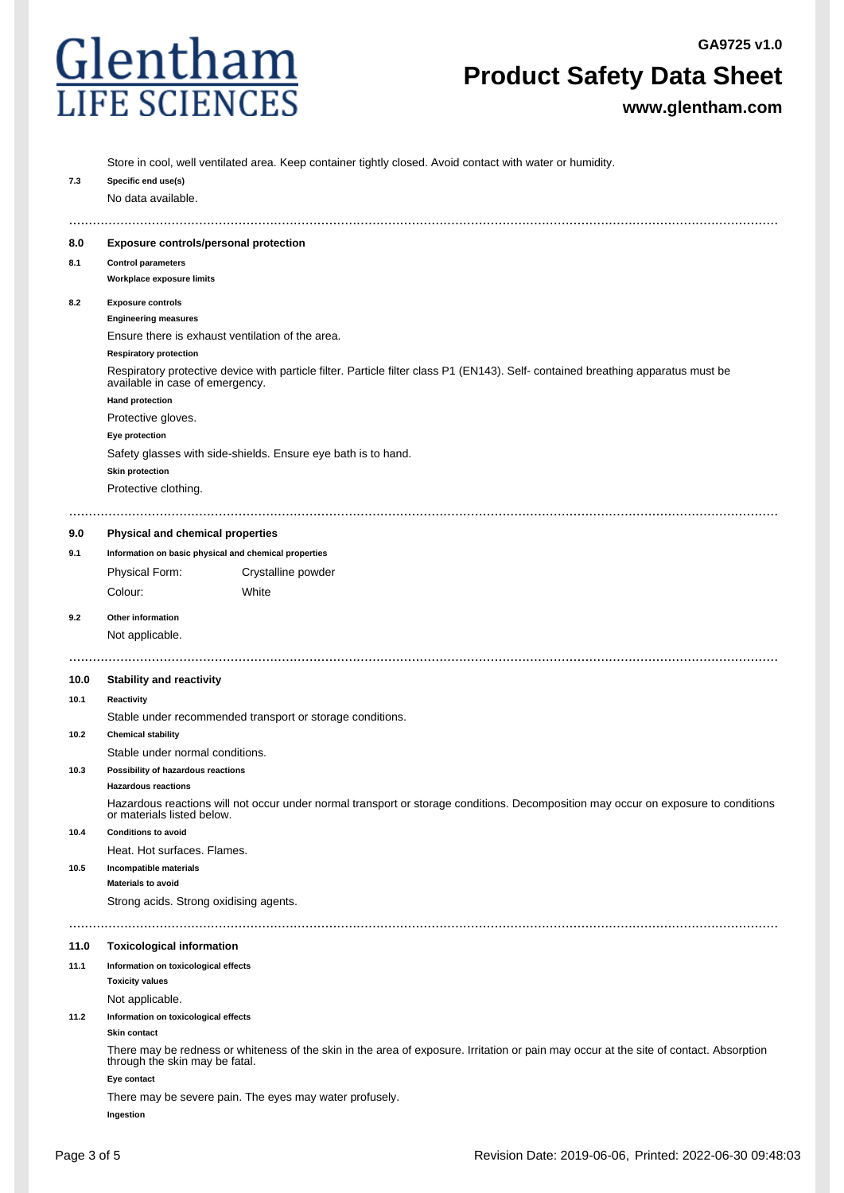Store in cool, well ventilated area. Keep container tightly closed. Avoid contact with water or humidity.

**7.3 Specific end use(s)**

No data available.

---

## 8.0 Exposure controls/personal protection

**8.1 Control parameters**

**Workplace exposure limits**

**8.2 Exposure controls**

**Engineering measures**

Ensure there is exhaust ventilation of the area.

**Respiratory protection**

Respiratory protective device with particle filter. Particle filter class P1 (EN143). Self- contained breathing apparatus must be available in case of emergency.

**Hand protection**

Protective gloves.

**Eye protection**

Safety glasses with side-shields. Ensure eye bath is to hand.

**Skin protection**

Protective clothing.

---

## 9.0 Physical and chemical properties

**9.1 Information on basic physical and chemical properties**

| | |
|---|---|
| Physical Form: | Crystalline powder |
| Colour: | White |

**9.2 Other information**

Not applicable.

---

## 10.0 Stability and reactivity

**10.1 Reactivity**

Stable under recommended transport or storage conditions.

**10.2 Chemical stability**

Stable under normal conditions.

**10.3 Possibility of hazardous reactions**

**Hazardous reactions**

Hazardous reactions will not occur under normal transport or storage conditions. Decomposition may occur on exposure to conditions or materials listed below.

**10.4 Conditions to avoid**

Heat. Hot surfaces. Flames.

**10.5 Incompatible materials**

**Materials to avoid**

Strong acids. Strong oxidising agents.

---

## 11.0 Toxicological information

**11.1 Information on toxicological effects**

**Toxicity values**

Not applicable.

**11.2 Information on toxicological effects**

**Skin contact**

There may be redness or whiteness of the skin in the area of exposure. Irritation or pain may occur at the site of contact. Absorption through the skin may be fatal.

**Eye contact**

There may be severe pain. The eyes may water profusely.

**Ingestion**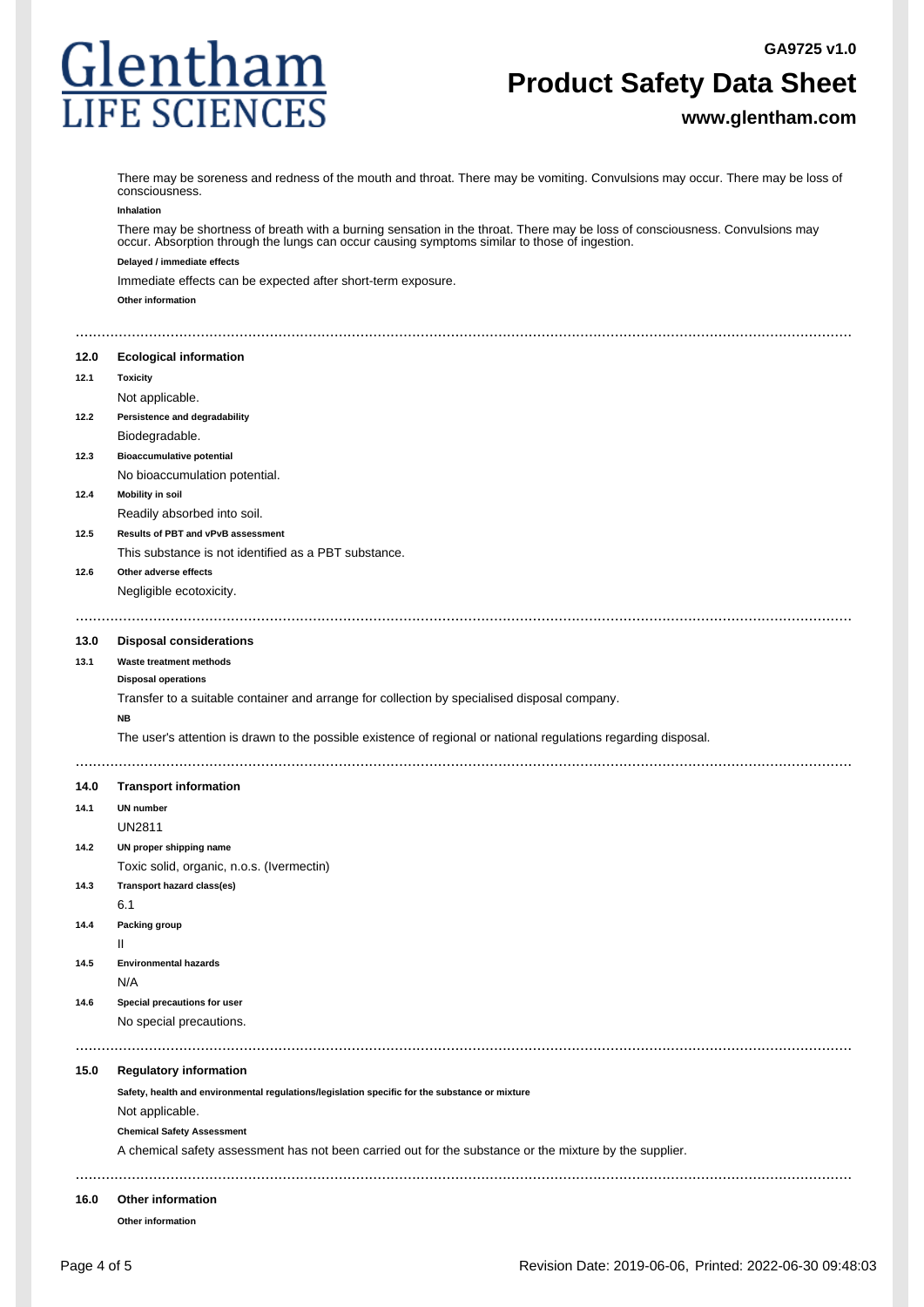There may be soreness and redness of the mouth and throat. There may be vomiting. Convulsions may occur. There may be loss of consciousness.

**Inhalation**

There may be shortness of breath with a burning sensation in the throat. There may be loss of consciousness. Convulsions may occur. Absorption through the lungs can occur causing symptoms similar to those of ingestion.

**Delayed / immediate effects**

Immediate effects can be expected after short-term exposure.

**Other information**

---

## 12.0 Ecological information

**12.1 Toxicity**

Not applicable.

**12.2 Persistence and degradability**

Biodegradable.

**12.3 Bioaccumulative potential**

No bioaccumulation potential.

**12.4 Mobility in soil**

Readily absorbed into soil.

**12.5 Results of PBT and vPvB assessment**

This substance is not identified as a PBT substance.

**12.6 Other adverse effects**

Negligible ecotoxicity.

---

## 13.0 Disposal considerations

**13.1 Waste treatment methods**

**Disposal operations**

Transfer to a suitable container and arrange for collection by specialised disposal company.

**NB**

The user's attention is drawn to the possible existence of regional or national regulations regarding disposal.

---

## 14.0 Transport information

**14.1 UN number**

UN2811

**14.2 UN proper shipping name**

Toxic solid, organic, n.o.s. (Ivermectin)

**14.3 Transport hazard class(es)**

6.1

**14.4 Packing group**

II

**14.5 Environmental hazards**

N/A

**14.6 Special precautions for user**

No special precautions.

---

## 15.0 Regulatory information

**Safety, health and environmental regulations/legislation specific for the substance or mixture**

Not applicable.

**Chemical Safety Assessment**

A chemical safety assessment has not been carried out for the substance or the mixture by the supplier.

---

## 16.0 Other information

**Other information**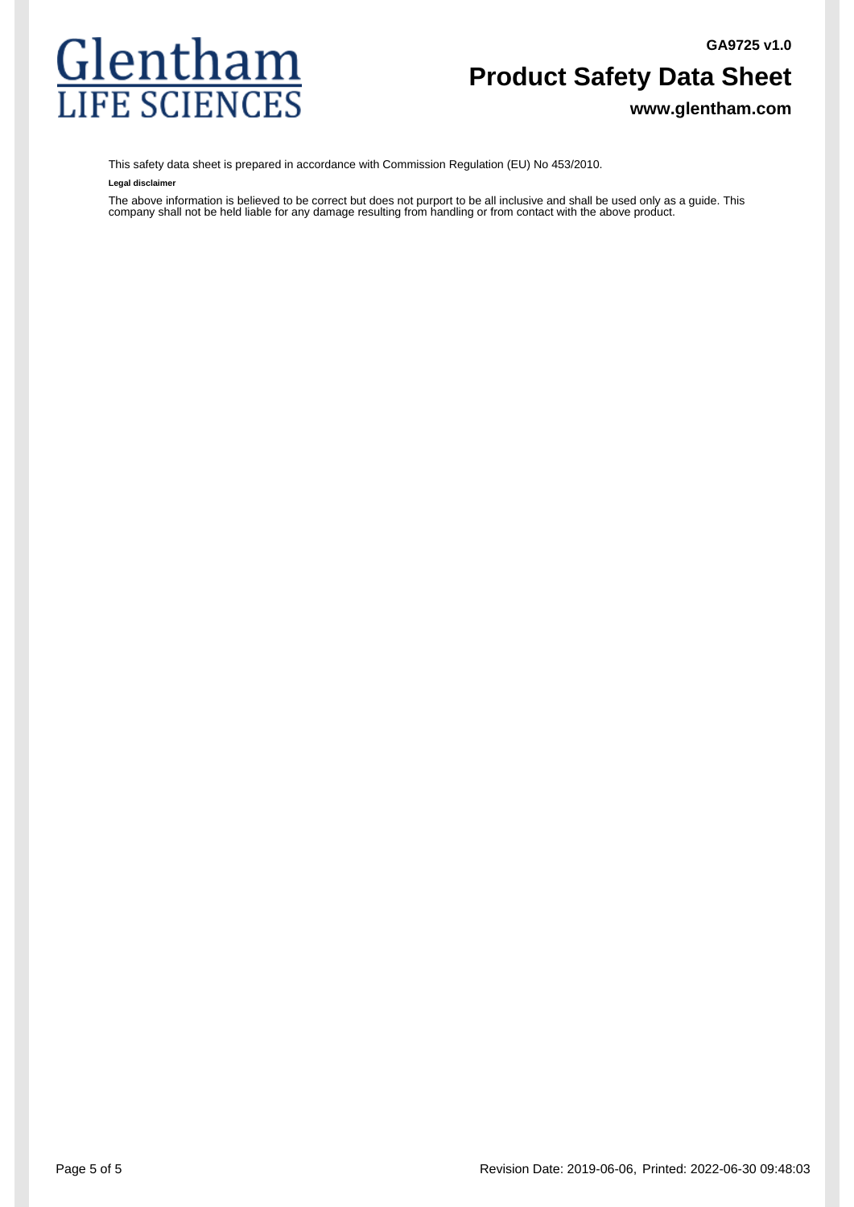This safety data sheet is prepared in accordance with Commission Regulation (EU) No 453/2010.

**Legal disclaimer**

The above information is believed to be correct but does not purport to be all inclusive and shall be used only as a guide. This company shall not be held liable for any damage resulting from handling or from contact with the above product.